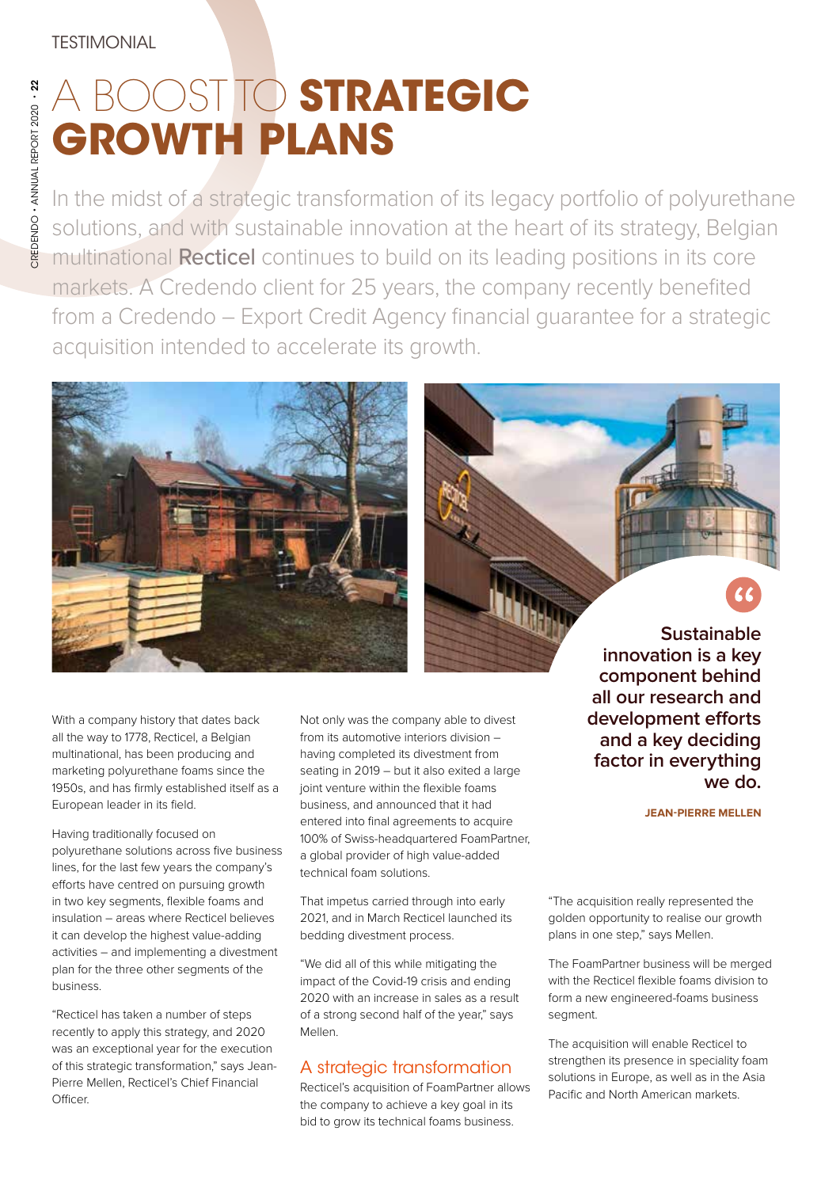TESTIMONIAL

# A BOOST TO **STRATEGIC GROWTH PLANS**

In the midst of a strategic transformation of its legacy portfolio of polyurethane solutions, and with sustainable innovation at the heart of its strategy, Belgian multinational **Recticel** continues to build on its leading positions in its core markets. A Credendo client for 25 years, the company recently benefited from a Credendo – Export Credit Agency financial guarantee for a strategic acquisition intended to accelerate its growth.

> **Sustainable innovation is a key component behind all our research and development efforts and a key deciding factor in everything we do.**
>
> **JEAN-PIERRE MELLEN**

With a company history that dates back all the way to 1778, Recticel, a Belgian multinational, has been producing and marketing polyurethane foams since the 1950s, and has firmly established itself as a European leader in its field.

Having traditionally focused on polyurethane solutions across five business lines, for the last few years the company's efforts have centred on pursuing growth in two key segments, flexible foams and insulation – areas where Recticel believes it can develop the highest value-adding activities – and implementing a divestment plan for the three other segments of the business.

"Recticel has taken a number of steps recently to apply this strategy, and 2020 was an exceptional year for the execution of this strategic transformation," says Jean-Pierre Mellen, Recticel's Chief Financial Officer.

Not only was the company able to divest from its automotive interiors division – having completed its divestment from seating in 2019 – but it also exited a large joint venture within the flexible foams business, and announced that it had entered into final agreements to acquire 100% of Swiss-headquartered FoamPartner, a global provider of high value-added technical foam solutions.

That impetus carried through into early 2021, and in March Recticel launched its bedding divestment process.

"We did all of this while mitigating the impact of the Covid-19 crisis and ending 2020 with an increase in sales as a result of a strong second half of the year," says Mellen.

## A strategic transformation

Recticel's acquisition of FoamPartner allows the company to achieve a key goal in its bid to grow its technical foams business.

"The acquisition really represented the golden opportunity to realise our growth plans in one step," says Mellen.

The FoamPartner business will be merged with the Recticel flexible foams division to form a new engineered-foams business segment.

The acquisition will enable Recticel to strengthen its presence in speciality foam solutions in Europe, as well as in the Asia Pacific and North American markets.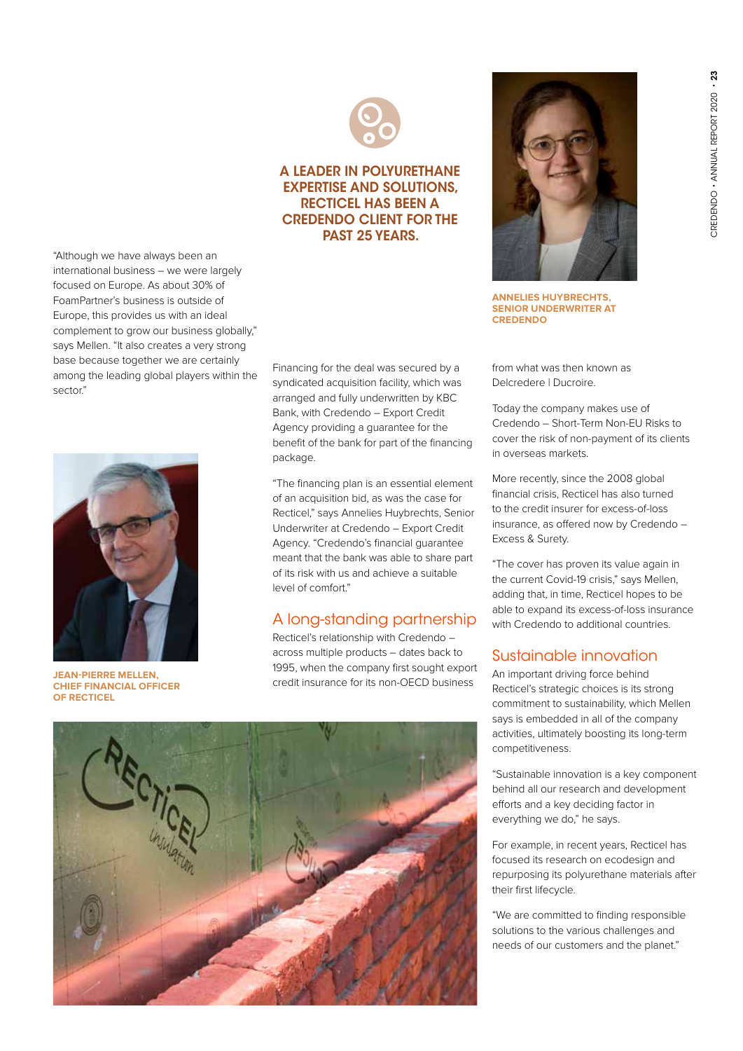"Although we have always been an international business – we were largely focused on Europe. As about 30% of FoamPartner's business is outside of Europe, this provides us with an ideal complement to grow our business globally," says Mellen. "It also creates a very strong base because together we are certainly among the leading global players within the sector."

**A LEADER IN POLYURETHANE EXPERTISE AND SOLUTIONS, RECTICEL HAS BEEN A CREDENDO CLIENT FOR THE PAST 25 YEARS.**

**JEAN-PIERRE MELLEN, CHIEF FINANCIAL OFFICER OF RECTICEL**

**ANNELIES HUYBRECHTS, SENIOR UNDERWRITER AT CREDENDO**

Financing for the deal was secured by a syndicated acquisition facility, which was arranged and fully underwritten by KBC Bank, with Credendo – Export Credit Agency providing a guarantee for the benefit of the bank for part of the financing package.

"The financing plan is an essential element of an acquisition bid, as was the case for Recticel," says Annelies Huybrechts, Senior Underwriter at Credendo – Export Credit Agency. "Credendo's financial guarantee meant that the bank was able to share part of its risk with us and achieve a suitable level of comfort."

## A long-standing partnership

Recticel's relationship with Credendo – across multiple products – dates back to 1995, when the company first sought export credit insurance for its non-OECD business from what was then known as Delcredere | Ducroire.

Today the company makes use of Credendo – Short-Term Non-EU Risks to cover the risk of non-payment of its clients in overseas markets.

More recently, since the 2008 global financial crisis, Recticel has also turned to the credit insurer for excess-of-loss insurance, as offered now by Credendo – Excess & Surety.

"The cover has proven its value again in the current Covid-19 crisis," says Mellen, adding that, in time, Recticel hopes to be able to expand its excess-of-loss insurance with Credendo to additional countries.

## Sustainable innovation

An important driving force behind Recticel's strategic choices is its strong commitment to sustainability, which Mellen says is embedded in all of the company activities, ultimately boosting its long-term competitiveness.

"Sustainable innovation is a key component behind all our research and development efforts and a key deciding factor in everything we do," he says.

For example, in recent years, Recticel has focused its research on ecodesign and repurposing its polyurethane materials after their first lifecycle.

"We are committed to finding responsible solutions to the various challenges and needs of our customers and the planet."